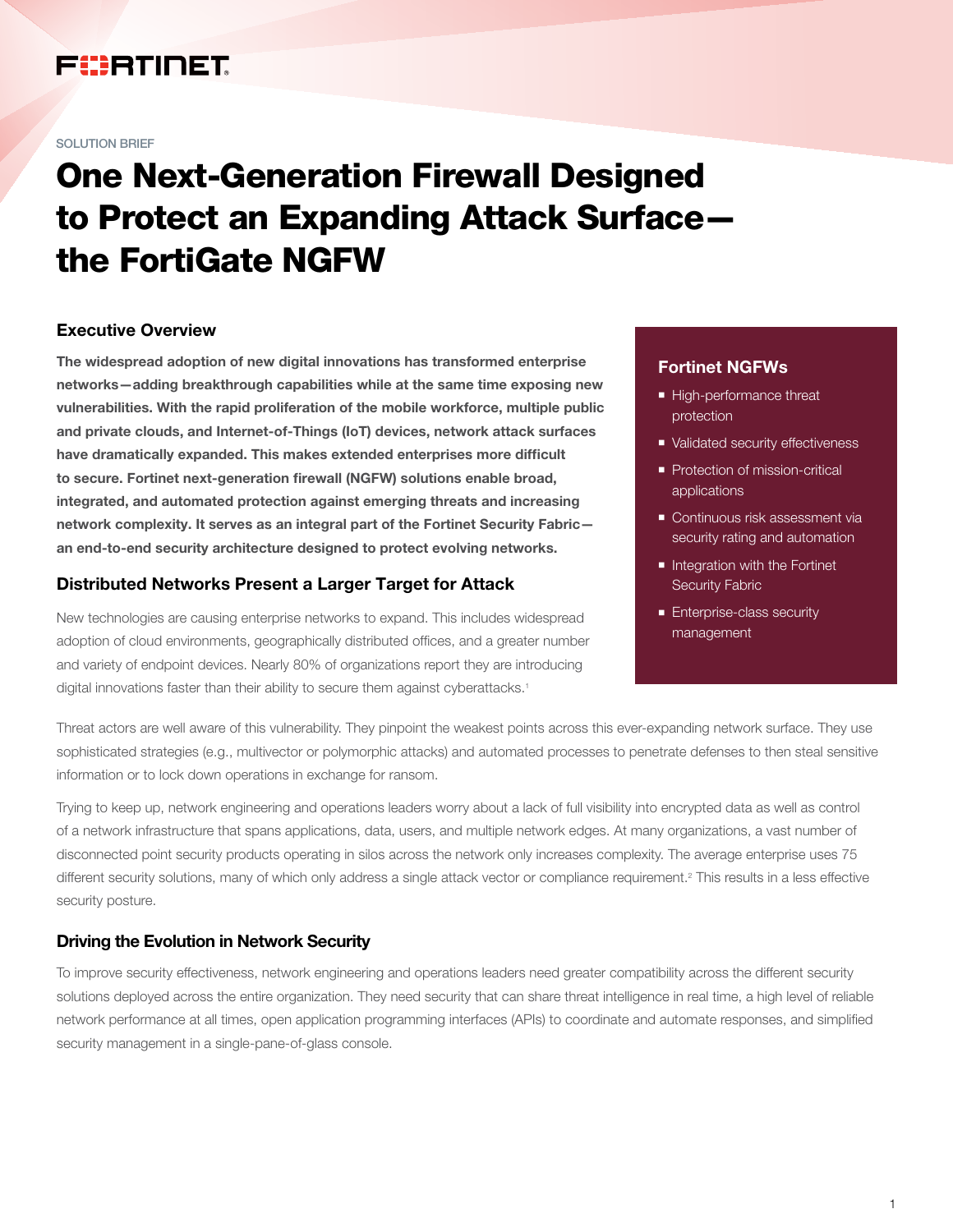SOLUTION BRIEF

# One Next-Generation Firewall Designed to Protect an Expanding Attack Surface—the FortiGate NGFW

## Executive Overview

**The widespread adoption of new digital innovations has transformed enterprise networks—adding breakthrough capabilities while at the same time exposing new vulnerabilities. With the rapid proliferation of the mobile workforce, multiple public and private clouds, and Internet-of-Things (IoT) devices, network attack surfaces have dramatically expanded. This makes extended enterprises more difficult to secure. Fortinet next-generation firewall (NGFW) solutions enable broad, integrated, and automated protection against emerging threats and increasing network complexity. It serves as an integral part of the Fortinet Security Fabric—an end-to-end security architecture designed to protect evolving networks.**

### Fortinet NGFWs

- High-performance threat protection
- Validated security effectiveness
- Protection of mission-critical applications
- Continuous risk assessment via security rating and automation
- Integration with the Fortinet Security Fabric
- Enterprise-class security management

## Distributed Networks Present a Larger Target for Attack

New technologies are causing enterprise networks to expand. This includes widespread adoption of cloud environments, geographically distributed offices, and a greater number and variety of endpoint devices. Nearly 80% of organizations report they are introducing digital innovations faster than their ability to secure them against cyberattacks.[1]

Threat actors are well aware of this vulnerability. They pinpoint the weakest points across this ever-expanding network surface. They use sophisticated strategies (e.g., multivector or polymorphic attacks) and automated processes to penetrate defenses to then steal sensitive information or to lock down operations in exchange for ransom.

Trying to keep up, network engineering and operations leaders worry about a lack of full visibility into encrypted data as well as control of a network infrastructure that spans applications, data, users, and multiple network edges. At many organizations, a vast number of disconnected point security products operating in silos across the network only increases complexity. The average enterprise uses 75 different security solutions, many of which only address a single attack vector or compliance requirement.[2] This results in a less effective security posture.

## Driving the Evolution in Network Security

To improve security effectiveness, network engineering and operations leaders need greater compatibility across the different security solutions deployed across the entire organization. They need security that can share threat intelligence in real time, a high level of reliable network performance at all times, open application programming interfaces (APIs) to coordinate and automate responses, and simplified security management in a single-pane-of-glass console.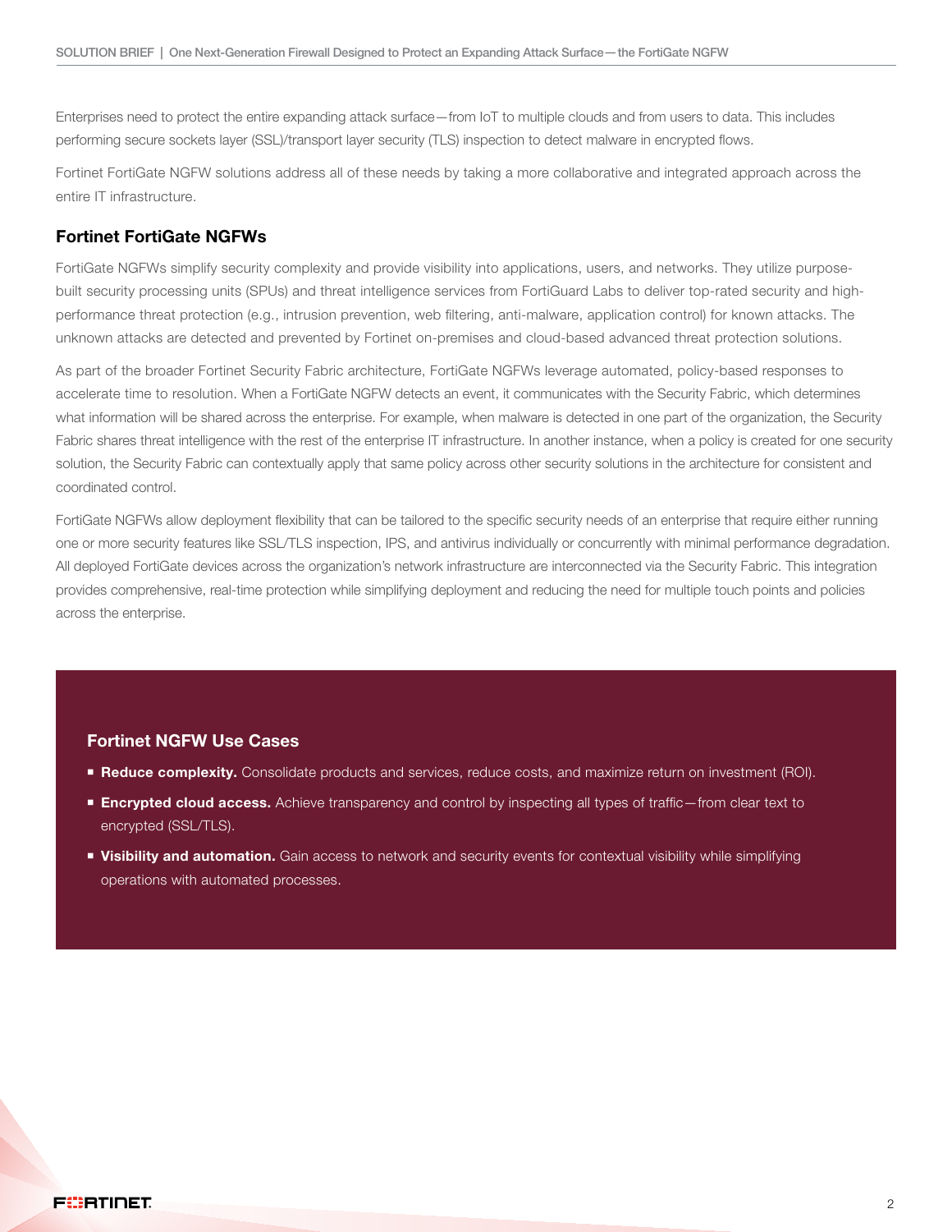Enterprises need to protect the entire expanding attack surface—from IoT to multiple clouds and from users to data. This includes performing secure sockets layer (SSL)/transport layer security (TLS) inspection to detect malware in encrypted flows.

Fortinet FortiGate NGFW solutions address all of these needs by taking a more collaborative and integrated approach across the entire IT infrastructure.

## Fortinet FortiGate NGFWs

FortiGate NGFWs simplify security complexity and provide visibility into applications, users, and networks. They utilize purpose-built security processing units (SPUs) and threat intelligence services from FortiGuard Labs to deliver top-rated security and high-performance threat protection (e.g., intrusion prevention, web filtering, anti-malware, application control) for known attacks. The unknown attacks are detected and prevented by Fortinet on-premises and cloud-based advanced threat protection solutions.

As part of the broader Fortinet Security Fabric architecture, FortiGate NGFWs leverage automated, policy-based responses to accelerate time to resolution. When a FortiGate NGFW detects an event, it communicates with the Security Fabric, which determines what information will be shared across the enterprise. For example, when malware is detected in one part of the organization, the Security Fabric shares threat intelligence with the rest of the enterprise IT infrastructure. In another instance, when a policy is created for one security solution, the Security Fabric can contextually apply that same policy across other security solutions in the architecture for consistent and coordinated control.

FortiGate NGFWs allow deployment flexibility that can be tailored to the specific security needs of an enterprise that require either running one or more security features like SSL/TLS inspection, IPS, and antivirus individually or concurrently with minimal performance degradation. All deployed FortiGate devices across the organization's network infrastructure are interconnected via the Security Fabric. This integration provides comprehensive, real-time protection while simplifying deployment and reducing the need for multiple touch points and policies across the enterprise.

### Fortinet NGFW Use Cases

- **Reduce complexity.** Consolidate products and services, reduce costs, and maximize return on investment (ROI).
- **Encrypted cloud access.** Achieve transparency and control by inspecting all types of traffic—from clear text to encrypted (SSL/TLS).
- **Visibility and automation.** Gain access to network and security events for contextual visibility while simplifying operations with automated processes.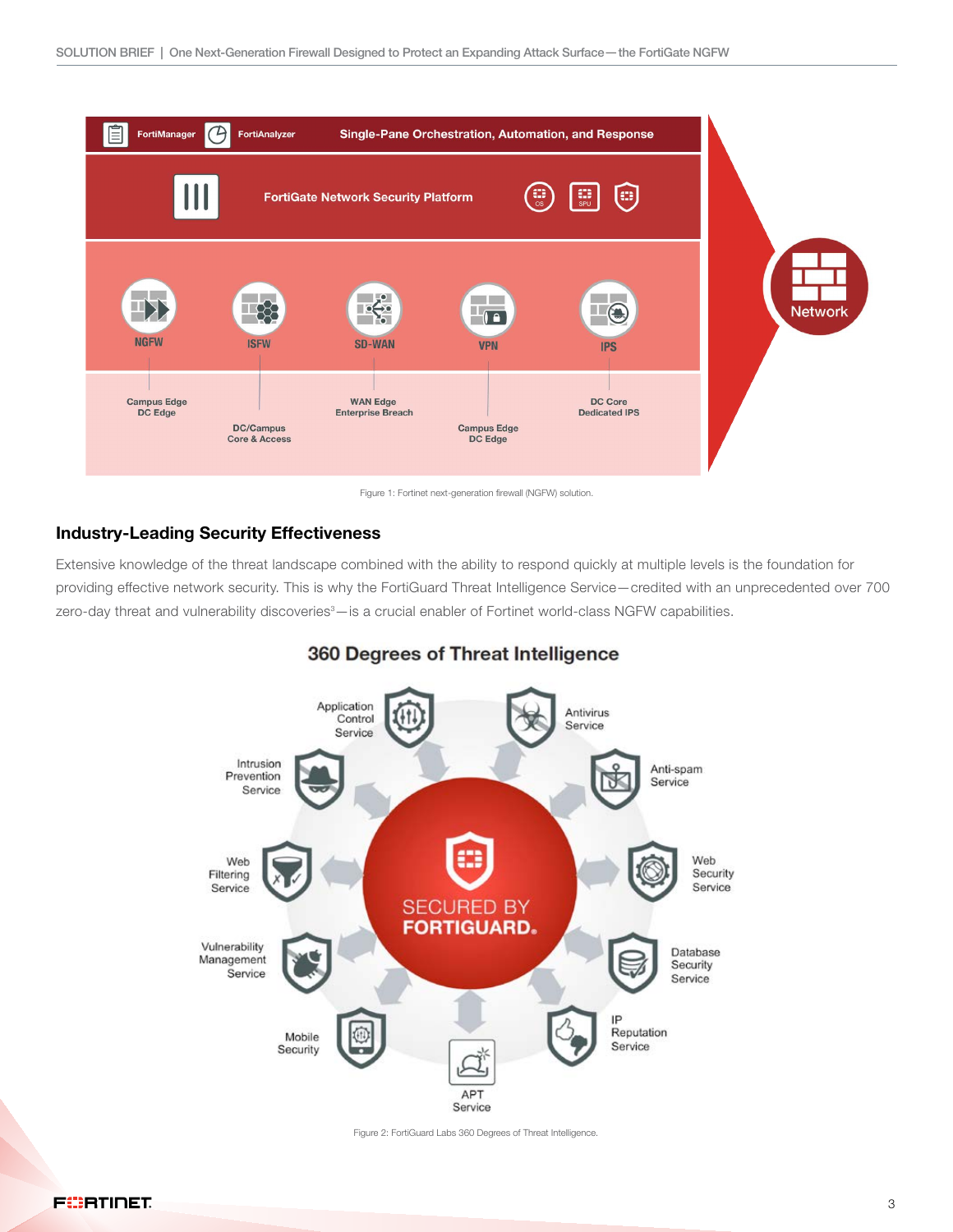Figure 1: Fortinet next-generation firewall (NGFW) solution.

## Industry-Leading Security Effectiveness

Extensive knowledge of the threat landscape combined with the ability to respond quickly at multiple levels is the foundation for providing effective network security. This is why the FortiGuard Threat Intelligence Service—credited with an unprecedented over 700 zero-day threat and vulnerability discoveries[3]—is a crucial enabler of Fortinet world-class NGFW capabilities.

Figure 2: FortiGuard Labs 360 Degrees of Threat Intelligence.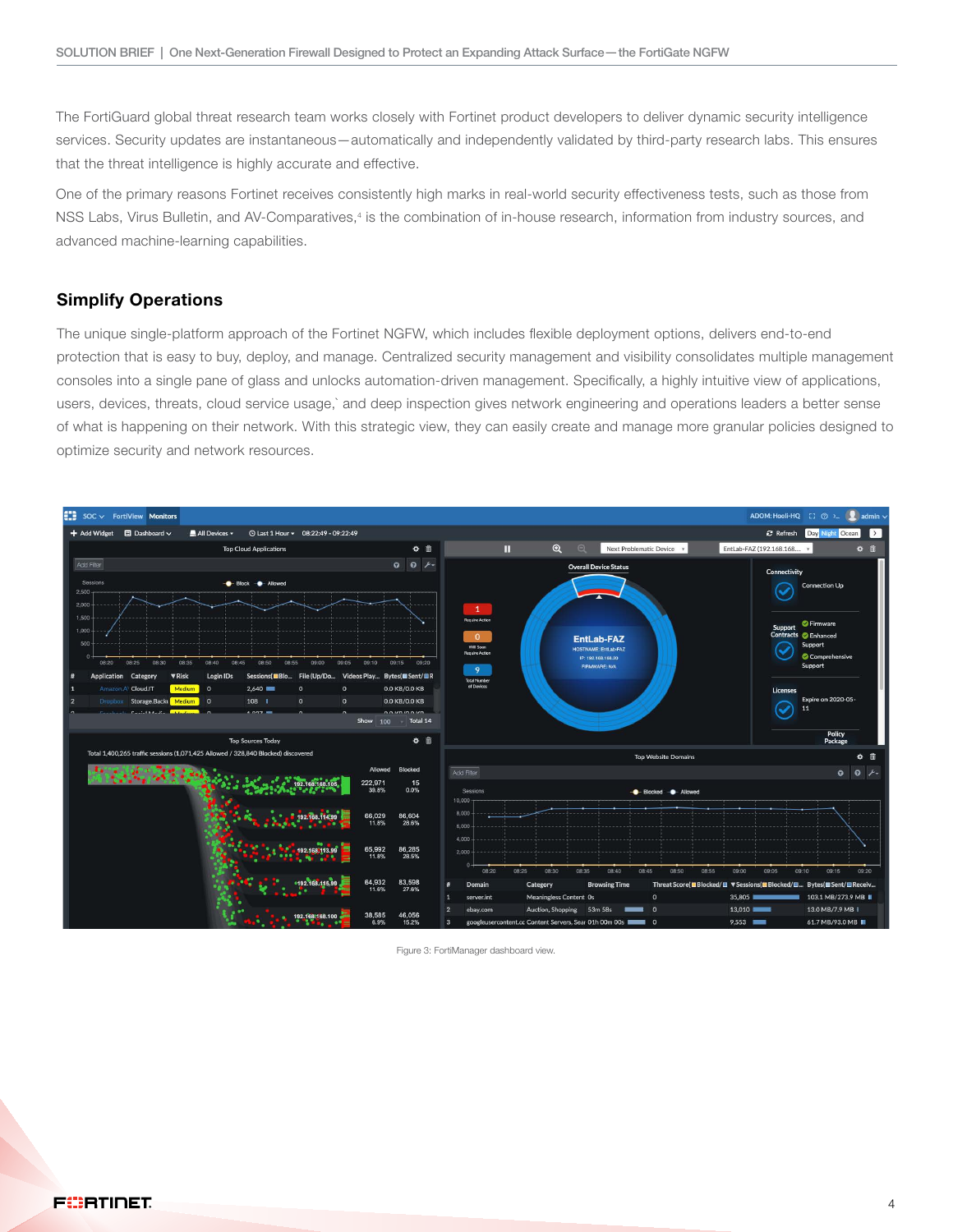The FortiGuard global threat research team works closely with Fortinet product developers to deliver dynamic security intelligence services. Security updates are instantaneous—automatically and independently validated by third-party research labs. This ensures that the threat intelligence is highly accurate and effective.

One of the primary reasons Fortinet receives consistently high marks in real-world security effectiveness tests, such as those from NSS Labs, Virus Bulletin, and AV-Comparatives,[4] is the combination of in-house research, information from industry sources, and advanced machine-learning capabilities.

## Simplify Operations

The unique single-platform approach of the Fortinet NGFW, which includes flexible deployment options, delivers end-to-end protection that is easy to buy, deploy, and manage. Centralized security management and visibility consolidates multiple management consoles into a single pane of glass and unlocks automation-driven management. Specifically, a highly intuitive view of applications, users, devices, threats, cloud service usage,` and deep inspection gives network engineering and operations leaders a better sense of what is happening on their network. With this strategic view, they can easily create and manage more granular policies designed to optimize security and network resources.

Figure 3: FortiManager dashboard view.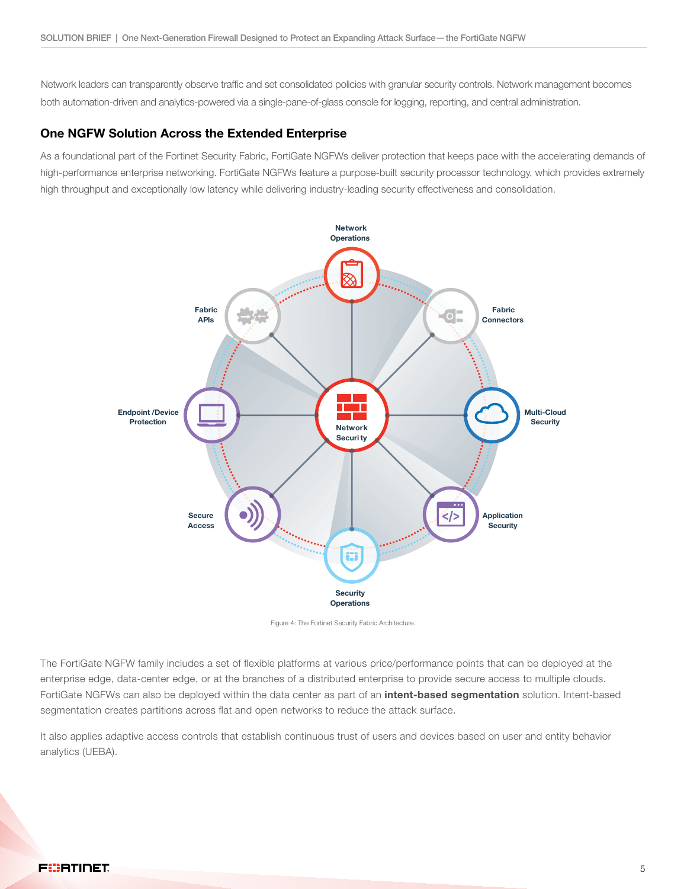Network leaders can transparently observe traffic and set consolidated policies with granular security controls. Network management becomes both automation-driven and analytics-powered via a single-pane-of-glass console for logging, reporting, and central administration.

## One NGFW Solution Across the Extended Enterprise

As a foundational part of the Fortinet Security Fabric, FortiGate NGFWs deliver protection that keeps pace with the accelerating demands of high-performance enterprise networking. FortiGate NGFWs feature a purpose-built security processor technology, which provides extremely high throughput and exceptionally low latency while delivering industry-leading security effectiveness and consolidation.

Network Operations
Fabric APIs
Fabric Connectors
Endpoint /Device Protection
Network Security
Multi-Cloud Security
Secure Access
Application Security
Security Operations

Figure 4: The Fortinet Security Fabric Architecture.

The FortiGate NGFW family includes a set of flexible platforms at various price/performance points that can be deployed at the enterprise edge, data-center edge, or at the branches of a distributed enterprise to provide secure access to multiple clouds. FortiGate NGFWs can also be deployed within the data center as part of an **intent-based segmentation** solution. Intent-based segmentation creates partitions across flat and open networks to reduce the attack surface.

It also applies adaptive access controls that establish continuous trust of users and devices based on user and entity behavior analytics (UEBA).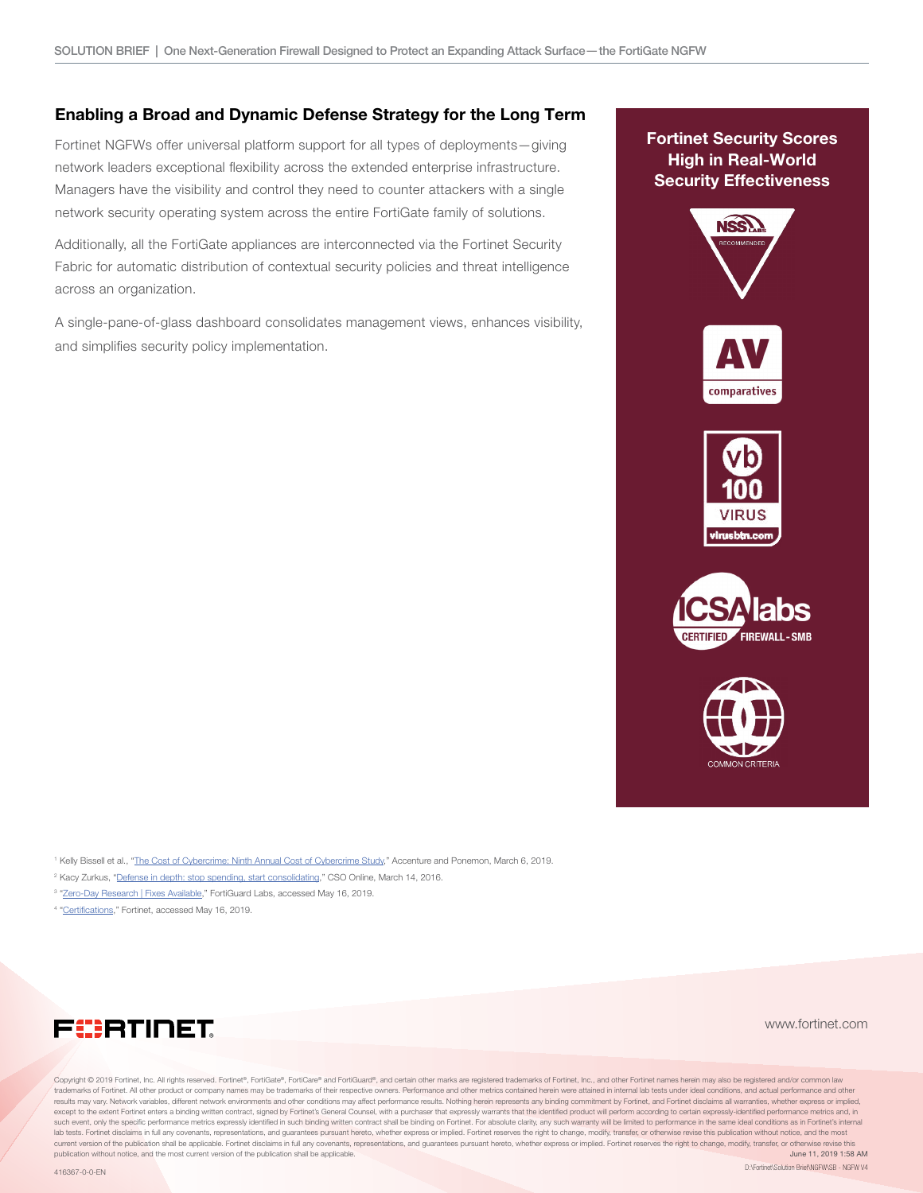## Enabling a Broad and Dynamic Defense Strategy for the Long Term

Fortinet NGFWs offer universal platform support for all types of deployments—giving network leaders exceptional flexibility across the extended enterprise infrastructure. Managers have the visibility and control they need to counter attackers with a single network security operating system across the entire FortiGate family of solutions.

Additionally, all the FortiGate appliances are interconnected via the Fortinet Security Fabric for automatic distribution of contextual security policies and threat intelligence across an organization.

A single-pane-of-glass dashboard consolidates management views, enhances visibility, and simplifies security policy implementation.

### Fortinet Security Scores High in Real-World Security Effectiveness

NSS Labs RECOMMENDED

AV comparatives

vb 100 VIRUS virusbtn.com

ICSA labs CERTIFIED FIREWALL-SMB

COMMON CRITERIA

[1] Kelly Bissell et al., "The Cost of Cybercrime: Ninth Annual Cost of Cybercrime Study," Accenture and Ponemon, March 6, 2019.

[2] Kacy Zurkus, "Defense in depth: stop spending, start consolidating," CSO Online, March 14, 2016.

[3] "Zero-Day Research | Fixes Available," FortiGuard Labs, accessed May 16, 2019.

[4] "Certifications," Fortinet, accessed May 16, 2019.

FORTINET

www.fortinet.com

Copyright © 2019 Fortinet, Inc. All rights reserved. Fortinet®, FortiGate®, FortiCare® and FortiGuard®, and certain other marks are registered trademarks of Fortinet, Inc., and other Fortinet names herein may also be registered and/or common law trademarks of Fortinet. All other product or company names may be trademarks of their respective owners. Performance and other metrics contained herein were attained in internal lab tests under ideal conditions, and actual performance and other results may vary. Network variables, different network environments and other conditions may affect performance results. Nothing herein represents any binding commitment by Fortinet, and Fortinet disclaims all warranties, whether express or implied, except to the extent Fortinet enters a binding written contract, signed by Fortinet's General Counsel, with a purchaser that expressly warrants that the identified product will perform according to certain expressly-identified performance metrics and, in such event, only the specific performance metrics expressly identified in such binding written contract shall be binding on Fortinet. For absolute clarity, any such warranty will be limited to performance in the same ideal conditions as in Fortinet's internal lab tests. Fortinet disclaims in full any covenants, representations, and guarantees pursuant hereto, whether express or implied. Fortinet reserves the right to change, modify, transfer, or otherwise revise this publication without notice, and the most current version of the publication shall be applicable. Fortinet disclaims in full any covenants, representations, and guarantees pursuant hereto, whether express or implied. Fortinet reserves the right to change, modify, transfer, or otherwise revise this publication without notice, and the most current version of the publication shall be applicable.

June 11, 2019 1:58 AM

D:\Fortinet\Solution Brief\NGFW\SB - NGFW V4

416367-0-0-EN